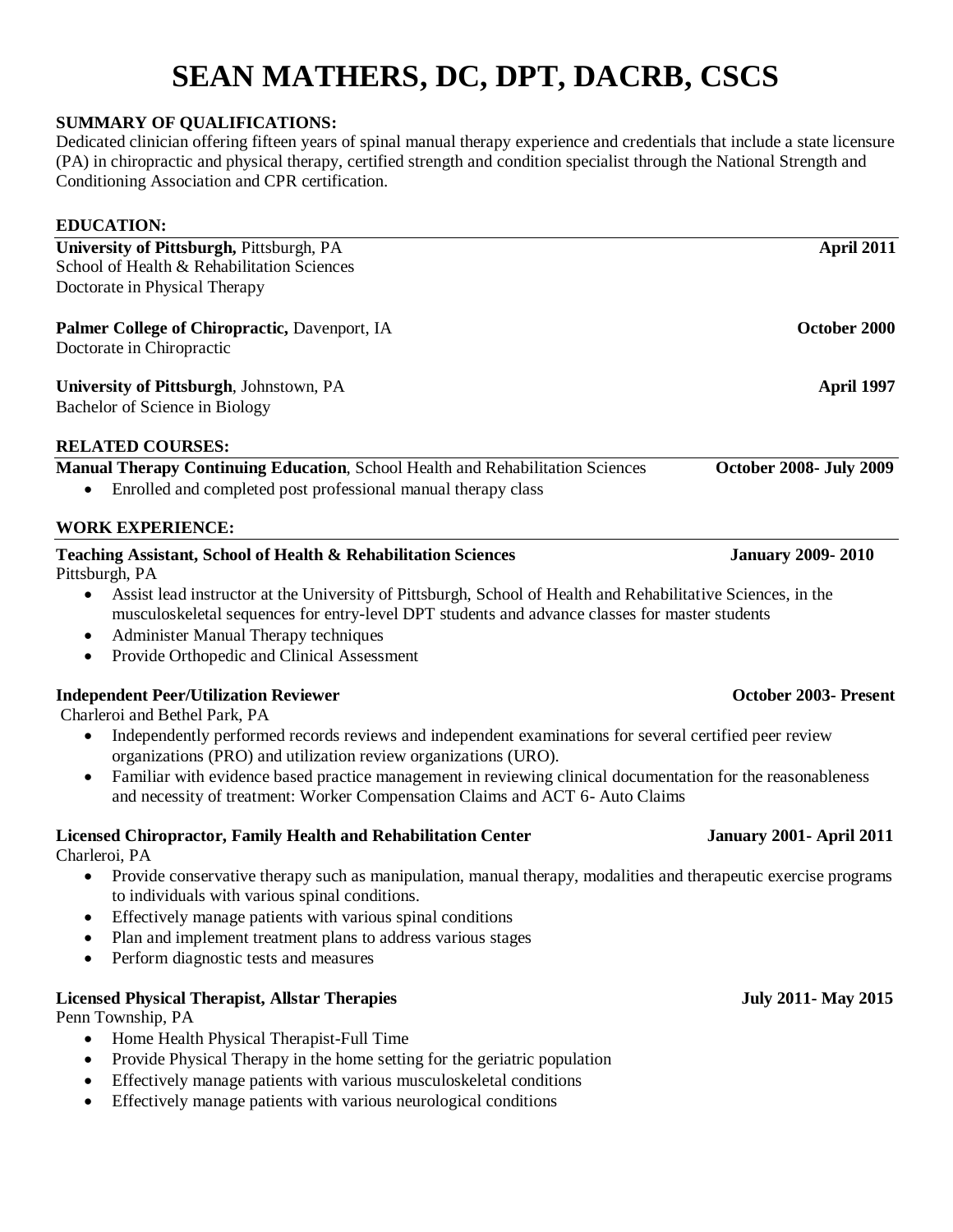# SEAN MATHERS, DC, DPT, DACRB, CSCS

**SUMMARY OF QUALIFICATIONS:**

Dedicated clinician offering fifteen years of spinal manual therapy experience and credentials that include a state licensure (PA) in chiropractic and physical therapy, certified strength and condition specialist through the National Strength and Conditioning Association and CPR certification.

## EDUCATION:

**University of Pittsburgh,** Pittsburgh, PA — **April 2011**
School of Health & Rehabilitation Sciences
Doctorate in Physical Therapy

**Palmer College of Chiropractic,** Davenport, IA — **October 2000**
Doctorate in Chiropractic

**University of Pittsburgh**, Johnstown, PA — **April 1997**
Bachelor of Science in Biology

## RELATED COURSES:

**Manual Therapy Continuing Education**, School Health and Rehabilitation Sciences — **October 2008- July 2009**

- Enrolled and completed post professional manual therapy class

## WORK EXPERIENCE:

**Teaching Assistant, School of Health & Rehabilitation Sciences** — **January 2009- 2010**
Pittsburgh, PA

- Assist lead instructor at the University of Pittsburgh, School of Health and Rehabilitative Sciences, in the musculoskeletal sequences for entry-level DPT students and advance classes for master students
- Administer Manual Therapy techniques
- Provide Orthopedic and Clinical Assessment

**Independent Peer/Utilization Reviewer** — **October 2003- Present**
Charleroi and Bethel Park, PA

- Independently performed records reviews and independent examinations for several certified peer review organizations (PRO) and utilization review organizations (URO).
- Familiar with evidence based practice management in reviewing clinical documentation for the reasonableness and necessity of treatment: Worker Compensation Claims and ACT 6- Auto Claims

**Licensed Chiropractor, Family Health and Rehabilitation Center** — **January 2001- April 2011**
Charleroi, PA

- Provide conservative therapy such as manipulation, manual therapy, modalities and therapeutic exercise programs to individuals with various spinal conditions.
- Effectively manage patients with various spinal conditions
- Plan and implement treatment plans to address various stages
- Perform diagnostic tests and measures

**Licensed Physical Therapist, Allstar Therapies** — **July 2011- May 2015**
Penn Township, PA

- Home Health Physical Therapist-Full Time
- Provide Physical Therapy in the home setting for the geriatric population
- Effectively manage patients with various musculoskeletal conditions
- Effectively manage patients with various neurological conditions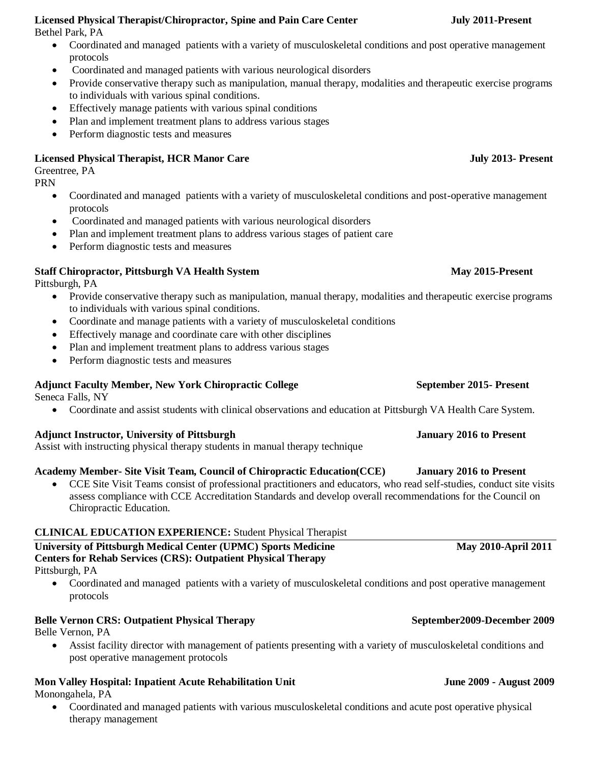**Licensed Physical Therapist/Chiropractor, Spine and Pain Care Center** **July 2011-Present**
Bethel Park, PA

- Coordinated and managed patients with a variety of musculoskeletal conditions and post operative management protocols
- Coordinated and managed patients with various neurological disorders
- Provide conservative therapy such as manipulation, manual therapy, modalities and therapeutic exercise programs to individuals with various spinal conditions.
- Effectively manage patients with various spinal conditions
- Plan and implement treatment plans to address various stages
- Perform diagnostic tests and measures

**Licensed Physical Therapist, HCR Manor Care** **July 2013- Present**
Greentree, PA
PRN

- Coordinated and managed patients with a variety of musculoskeletal conditions and post-operative management protocols
- Coordinated and managed patients with various neurological disorders
- Plan and implement treatment plans to address various stages of patient care
- Perform diagnostic tests and measures

**Staff Chiropractor, Pittsburgh VA Health System** **May 2015-Present**
Pittsburgh, PA

- Provide conservative therapy such as manipulation, manual therapy, modalities and therapeutic exercise programs to individuals with various spinal conditions.
- Coordinate and manage patients with a variety of musculoskeletal conditions
- Effectively manage and coordinate care with other disciplines
- Plan and implement treatment plans to address various stages
- Perform diagnostic tests and measures

**Adjunct Faculty Member, New York Chiropractic College** **September 2015- Present**
Seneca Falls, NY

- Coordinate and assist students with clinical observations and education at Pittsburgh VA Health Care System.

**Adjunct Instructor, University of Pittsburgh** **January 2016 to Present**
Assist with instructing physical therapy students in manual therapy technique

**Academy Member- Site Visit Team, Council of Chiropractic Education(CCE)** **January 2016 to Present**

- CCE Site Visit Teams consist of professional practitioners and educators, who read self-studies, conduct site visits assess compliance with CCE Accreditation Standards and develop overall recommendations for the Council on Chiropractic Education.

**CLINICAL EDUCATION EXPERIENCE:** Student Physical Therapist

---

**University of Pittsburgh Medical Center (UPMC) Sports Medicine** **May 2010-April 2011**
**Centers for Rehab Services (CRS): Outpatient Physical Therapy**
Pittsburgh, PA

- Coordinated and managed patients with a variety of musculoskeletal conditions and post operative management protocols

**Belle Vernon CRS: Outpatient Physical Therapy** **September2009-December 2009**
Belle Vernon, PA

- Assist facility director with management of patients presenting with a variety of musculoskeletal conditions and post operative management protocols

**Mon Valley Hospital: Inpatient Acute Rehabilitation Unit** **June 2009 - August 2009**
Monongahela, PA

- Coordinated and managed patients with various musculoskeletal conditions and acute post operative physical therapy management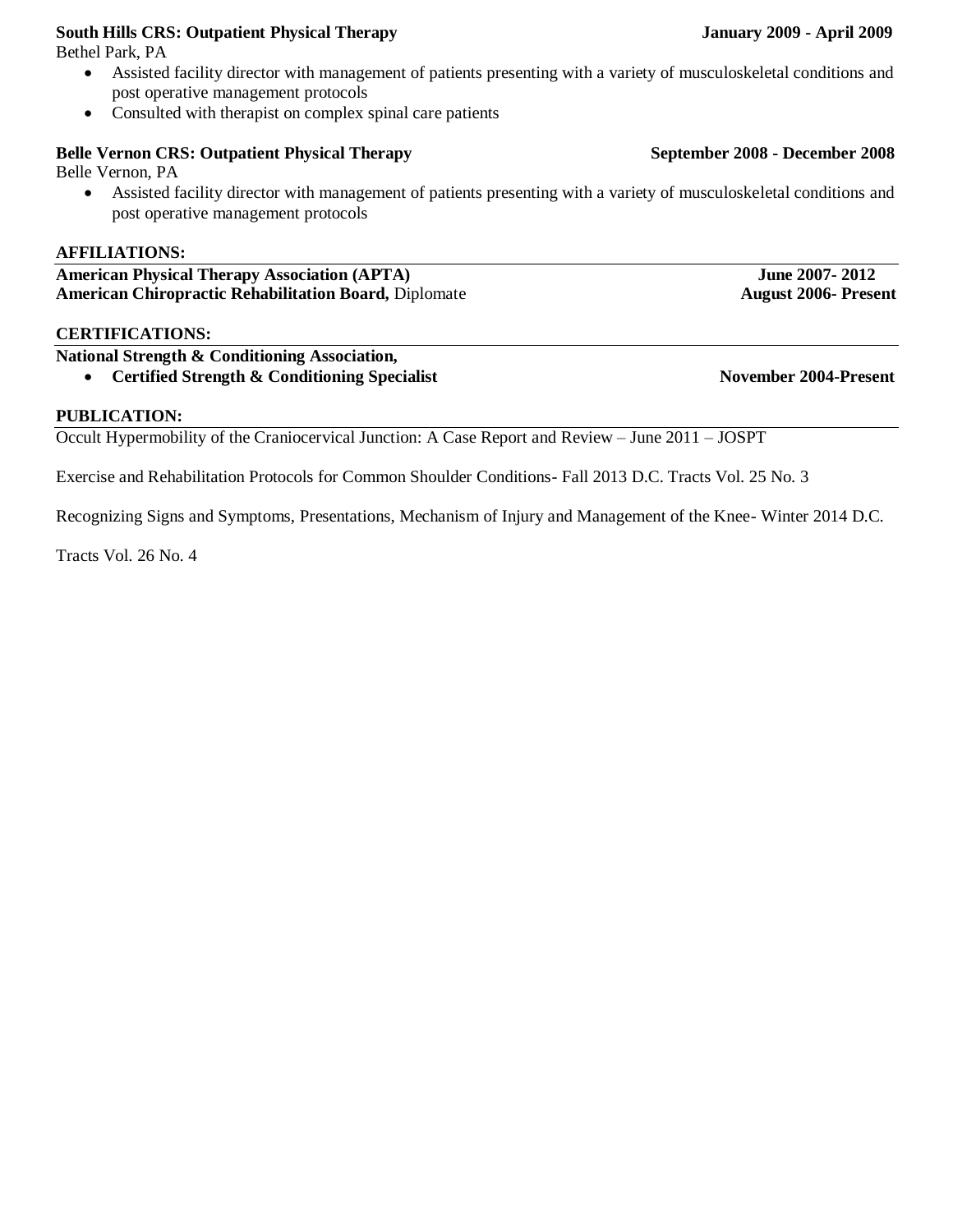**South Hills CRS: Outpatient Physical Therapy** **January 2009 - April 2009**

Bethel Park, PA

- Assisted facility director with management of patients presenting with a variety of musculoskeletal conditions and post operative management protocols
- Consulted with therapist on complex spinal care patients

**Belle Vernon CRS: Outpatient Physical Therapy** **September 2008 - December 2008**

Belle Vernon, PA

- Assisted facility director with management of patients presenting with a variety of musculoskeletal conditions and post operative management protocols

## AFFILIATIONS:

**American Physical Therapy Association (APTA)** **June 2007- 2012**

**American Chiropractic Rehabilitation Board,** Diplomate **August 2006- Present**

## CERTIFICATIONS:

**National Strength & Conditioning Association,**

- **Certified Strength & Conditioning Specialist** **November 2004-Present**

## PUBLICATION:

Occult Hypermobility of the Craniocervical Junction: A Case Report and Review – June 2011 – JOSPT

Exercise and Rehabilitation Protocols for Common Shoulder Conditions- Fall 2013 D.C. Tracts Vol. 25 No. 3

Recognizing Signs and Symptoms, Presentations, Mechanism of Injury and Management of the Knee- Winter 2014 D.C. Tracts Vol. 26 No. 4